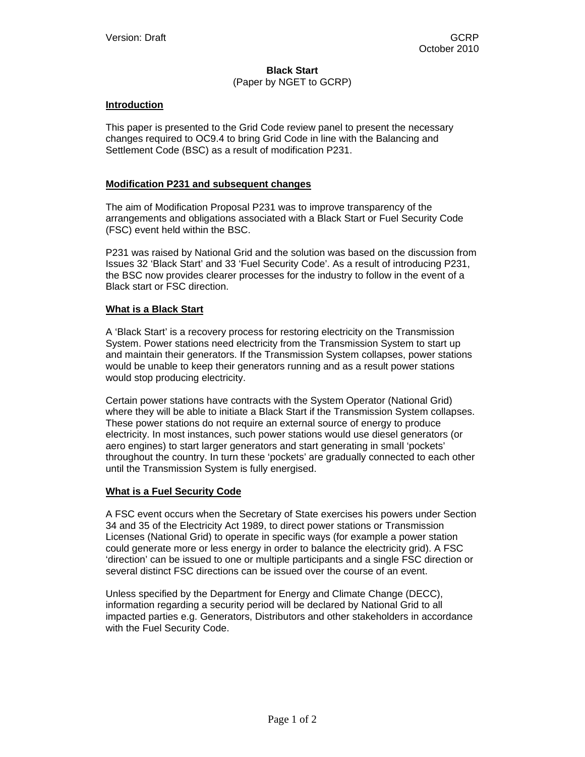Version: Draft

GCRP
October 2010

# Black Start

(Paper by NGET to GCRP)

## Introduction

This paper is presented to the Grid Code review panel to present the necessary changes required to OC9.4 to bring Grid Code in line with the Balancing and Settlement Code (BSC) as a result of modification P231.

## Modification P231 and subsequent changes

The aim of Modification Proposal P231 was to improve transparency of the arrangements and obligations associated with a Black Start or Fuel Security Code (FSC) event held within the BSC.

P231 was raised by National Grid and the solution was based on the discussion from Issues 32 'Black Start' and 33 'Fuel Security Code'. As a result of introducing P231, the BSC now provides clearer processes for the industry to follow in the event of a Black start or FSC direction.

## What is a Black Start

A 'Black Start' is a recovery process for restoring electricity on the Transmission System. Power stations need electricity from the Transmission System to start up and maintain their generators. If the Transmission System collapses, power stations would be unable to keep their generators running and as a result power stations would stop producing electricity.

Certain power stations have contracts with the System Operator (National Grid) where they will be able to initiate a Black Start if the Transmission System collapses. These power stations do not require an external source of energy to produce electricity. In most instances, such power stations would use diesel generators (or aero engines) to start larger generators and start generating in small 'pockets' throughout the country. In turn these 'pockets' are gradually connected to each other until the Transmission System is fully energised.

## What is a Fuel Security Code

A FSC event occurs when the Secretary of State exercises his powers under Section 34 and 35 of the Electricity Act 1989, to direct power stations or Transmission Licenses (National Grid) to operate in specific ways (for example a power station could generate more or less energy in order to balance the electricity grid). A FSC 'direction' can be issued to one or multiple participants and a single FSC direction or several distinct FSC directions can be issued over the course of an event.

Unless specified by the Department for Energy and Climate Change (DECC), information regarding a security period will be declared by National Grid to all impacted parties e.g. Generators, Distributors and other stakeholders in accordance with the Fuel Security Code.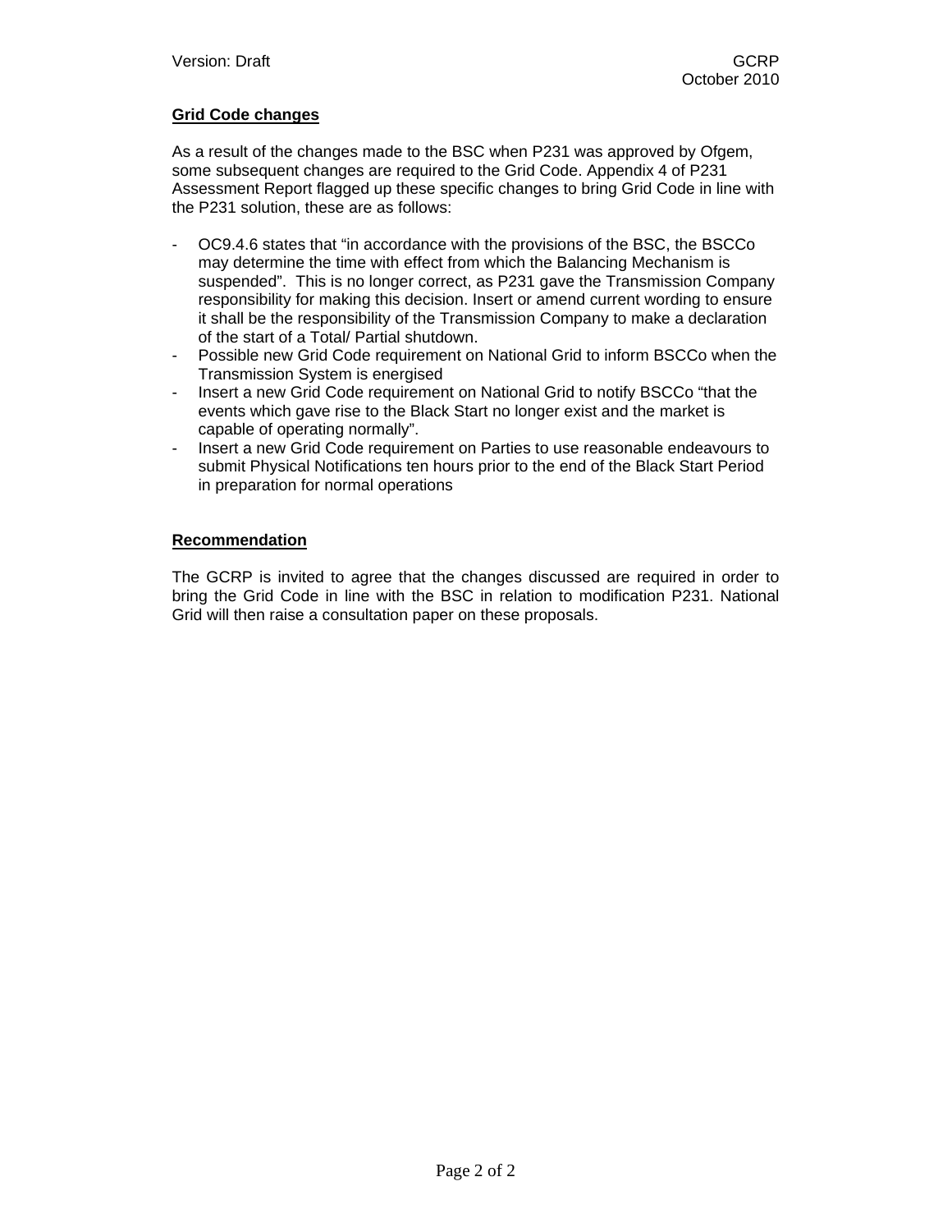## Grid Code changes

As a result of the changes made to the BSC when P231 was approved by Ofgem, some subsequent changes are required to the Grid Code. Appendix 4 of P231 Assessment Report flagged up these specific changes to bring Grid Code in line with the P231 solution, these are as follows:

- OC9.4.6 states that "in accordance with the provisions of the BSC, the BSCCo may determine the time with effect from which the Balancing Mechanism is suspended". This is no longer correct, as P231 gave the Transmission Company responsibility for making this decision. Insert or amend current wording to ensure it shall be the responsibility of the Transmission Company to make a declaration of the start of a Total/ Partial shutdown.
- Possible new Grid Code requirement on National Grid to inform BSCCo when the Transmission System is energised
- Insert a new Grid Code requirement on National Grid to notify BSCCo "that the events which gave rise to the Black Start no longer exist and the market is capable of operating normally".
- Insert a new Grid Code requirement on Parties to use reasonable endeavours to submit Physical Notifications ten hours prior to the end of the Black Start Period in preparation for normal operations

## Recommendation

The GCRP is invited to agree that the changes discussed are required in order to bring the Grid Code in line with the BSC in relation to modification P231. National Grid will then raise a consultation paper on these proposals.